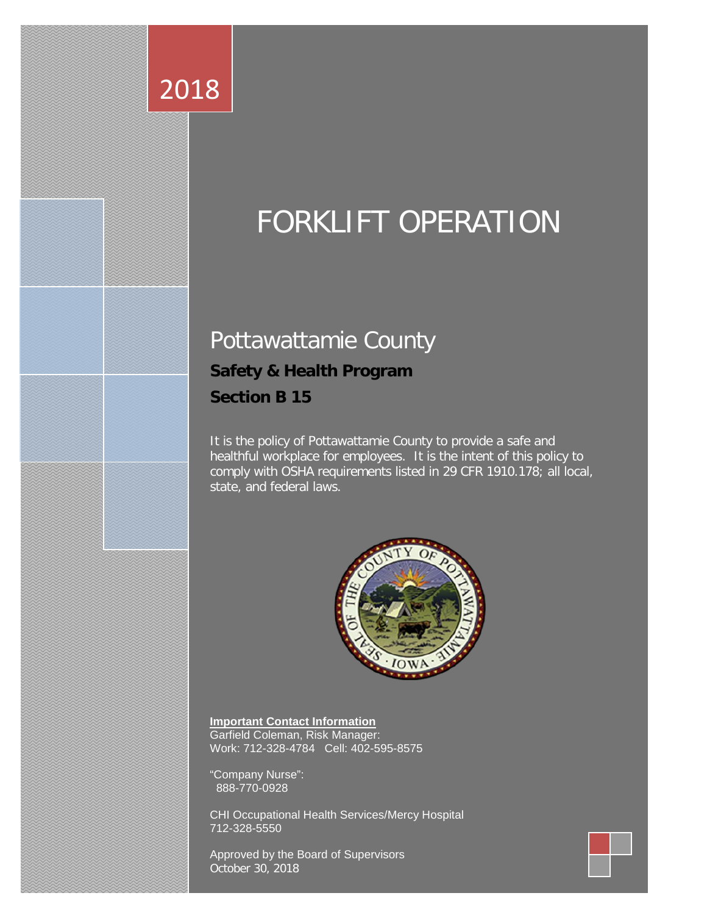2018

# FORKLIFT OPERATION

## Pottawattamie County

**Safety & Health Program**

**Section B 15**

It is the policy of Pottawattamie County to provide a safe and healthful workplace for employees. It is the intent of this policy to comply with OSHA requirements listed in 29 CFR 1910.178; all local, state, and federal laws.

**Important Contact Information**

Garfield Coleman, Risk Manager:
Work: 712-328-4784 Cell: 402-595-8575

"Company Nurse":
888-770-0928

CHI Occupational Health Services/Mercy Hospital
712-328-5550

Approved by the Board of Supervisors
October 30, 2018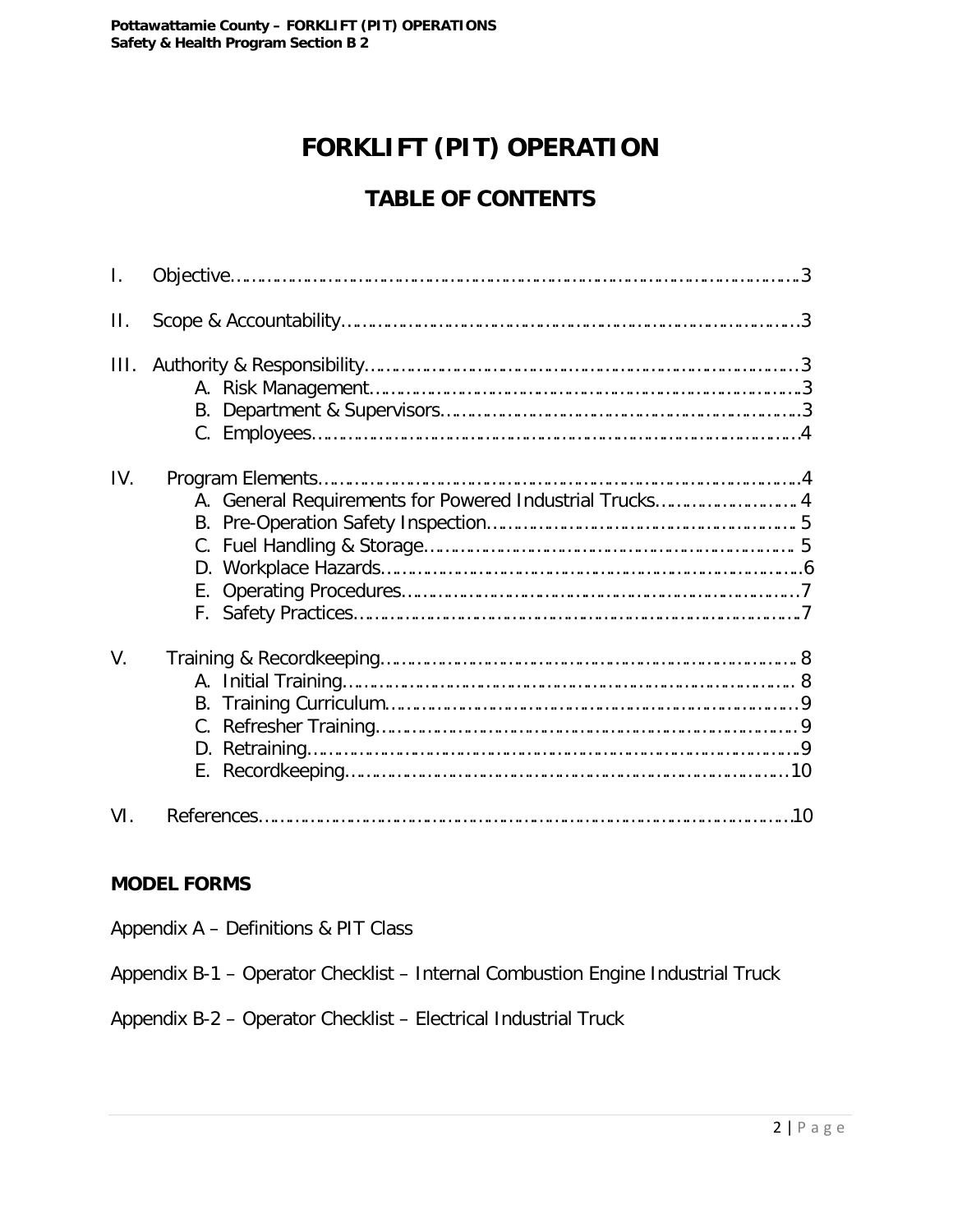# FORKLIFT (PIT) OPERATION

## TABLE OF CONTENTS

I. Objective……………………………………………………………………………………3

II. Scope & Accountability……………………………………………………………………3

III. Authority & Responsibility………………………………………………………………3
- A. Risk Management……………………………………………………………………3
- B. Department & Supervisors…………………………………………………………3
- C. Employees……………………………………………………………………………4

IV. Program Elements…………………………………………………………………………4
- A. General Requirements for Powered Industrial Trucks……………………… 4
- B. Pre-Operation Safety Inspection……………………………………………… 5
- C. Fuel Handling & Storage…………………………………………………………… 5
- D. Workplace Hazards…………………………………………………………………6
- E. Operating Procedures………………………………………………………………7
- F. Safety Practices………………………………………………………………………7

V. Training & Recordkeeping………………………………………………………………. 8
- A. Initial Training…………………………………………………………………… 8
- B. Training Curriculum…………………………………………………………………9
- C. Refresher Training……………………………………………………………………9
- D. Retraining………………………………………………………………………………9
- E. Recordkeeping………………………………………………………………………10

VI. References……………………………………………………………………………………10

**MODEL FORMS**

Appendix A – Definitions & PIT Class

Appendix B-1 – Operator Checklist – Internal Combustion Engine Industrial Truck

Appendix B-2 – Operator Checklist – Electrical Industrial Truck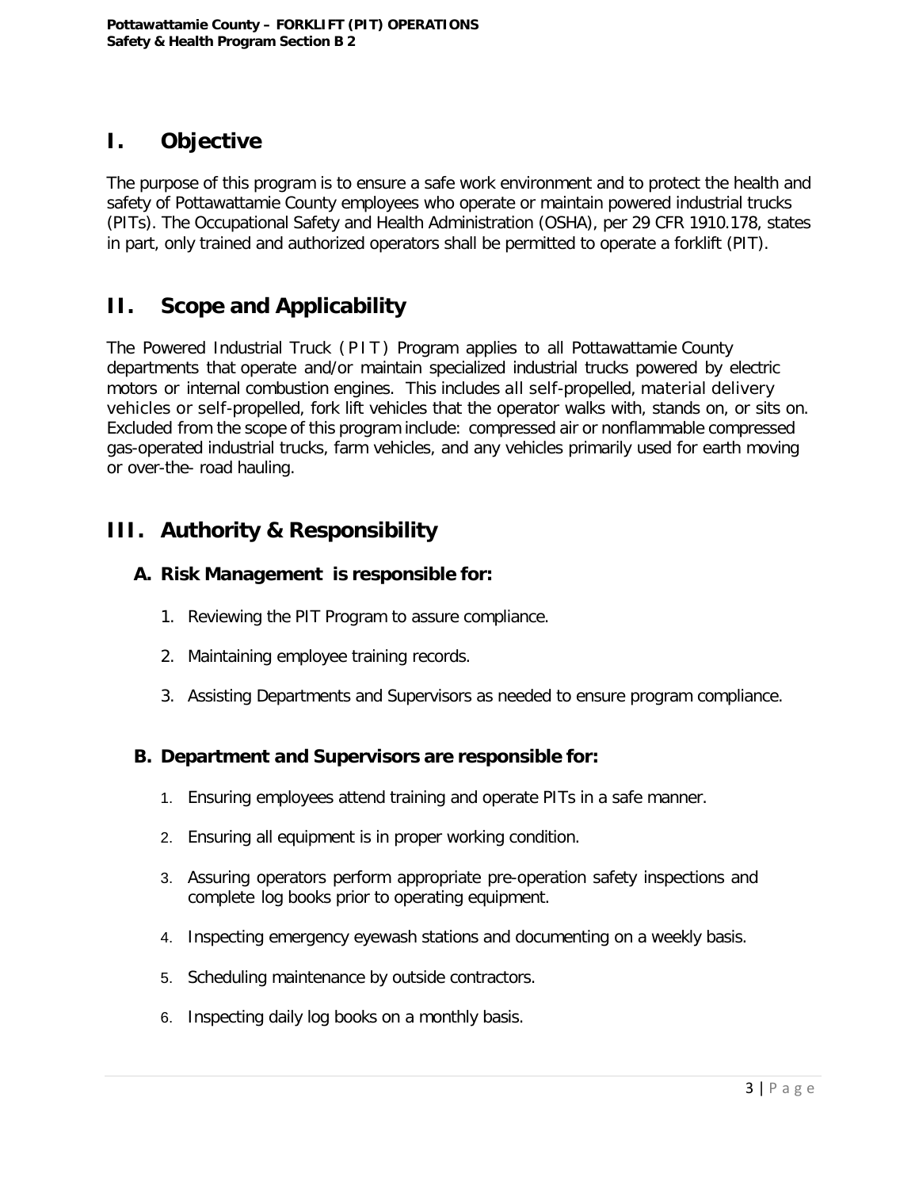# I. Objective

The purpose of this program is to ensure a safe work environment and to protect the health and safety of Pottawattamie County employees who operate or maintain powered industrial trucks (PITs). The Occupational Safety and Health Administration (OSHA), per 29 CFR 1910.178, states in part, only trained and authorized operators shall be permitted to operate a forklift (PIT).

# II. Scope and Applicability

The Powered Industrial Truck ( PIT ) Program applies to all Pottawattamie County departments that operate and/or maintain specialized industrial trucks powered by electric motors or internal combustion engines. This includes all self-propelled, material delivery vehicles or self-propelled, fork lift vehicles that the operator walks with, stands on, or sits on. Excluded from the scope of this program include: compressed air or nonflammable compressed gas-operated industrial trucks, farm vehicles, and any vehicles primarily used for earth moving or over-the- road hauling.

# III. Authority & Responsibility

## A. Risk Management is responsible for:

1. Reviewing the PIT Program to assure compliance.
2. Maintaining employee training records.
3. Assisting Departments and Supervisors as needed to ensure program compliance.

## B. Department and Supervisors are responsible for:

1. Ensuring employees attend training and operate PITs in a safe manner.
2. Ensuring all equipment is in proper working condition.
3. Assuring operators perform appropriate pre-operation safety inspections and complete log books prior to operating equipment.
4. Inspecting emergency eyewash stations and documenting on a weekly basis.
5. Scheduling maintenance by outside contractors.
6. Inspecting daily log books on a monthly basis.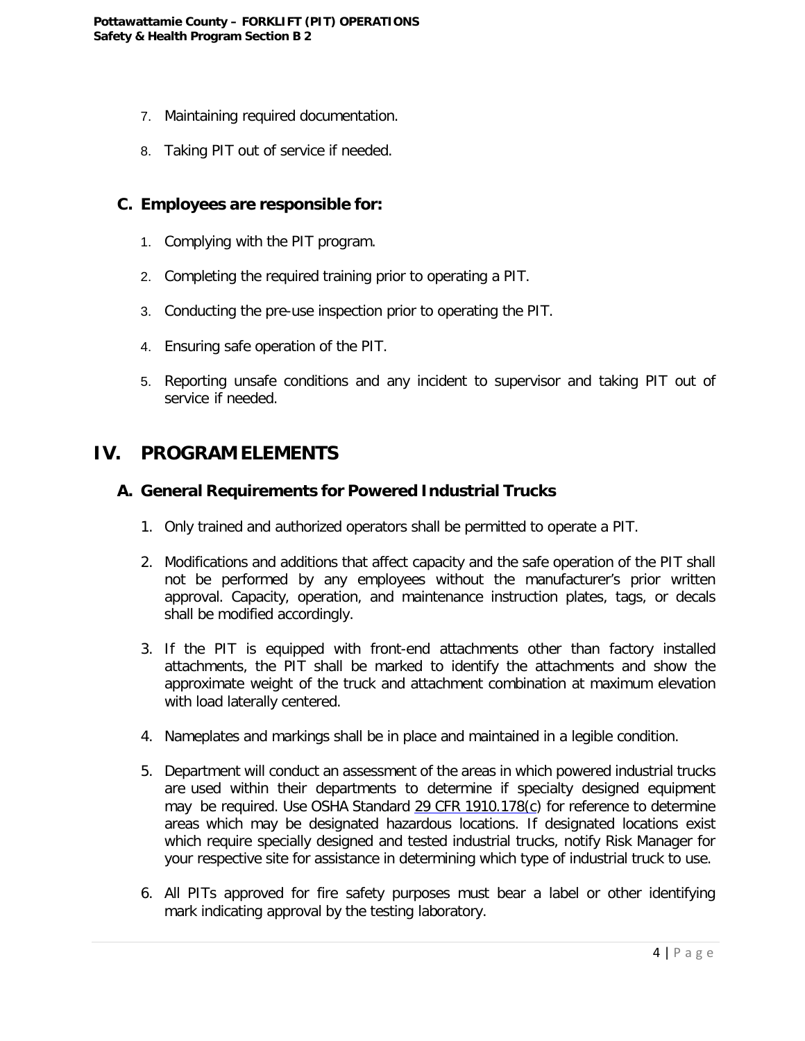7. Maintaining required documentation.

8. Taking PIT out of service if needed.

## C. Employees are responsible for:

1. Complying with the PIT program.

2. Completing the required training prior to operating a PIT.

3. Conducting the pre-use inspection prior to operating the PIT.

4. Ensuring safe operation of the PIT.

5. Reporting unsafe conditions and any incident to supervisor and taking PIT out of service if needed.

# IV. PROGRAM ELEMENTS

## A. General Requirements for Powered Industrial Trucks

1. Only trained and authorized operators shall be permitted to operate a PIT.

2. Modifications and additions that affect capacity and the safe operation of the PIT shall not be performed by any employees without the manufacturer's prior written approval. Capacity, operation, and maintenance instruction plates, tags, or decals shall be modified accordingly.

3. If the PIT is equipped with front-end attachments other than factory installed attachments, the PIT shall be marked to identify the attachments and show the approximate weight of the truck and attachment combination at maximum elevation with load laterally centered.

4. Nameplates and markings shall be in place and maintained in a legible condition.

5. Department will conduct an assessment of the areas in which powered industrial trucks are used within their departments to determine if specialty designed equipment may be required. Use OSHA Standard 29 CFR 1910.178(c) for reference to determine areas which may be designated hazardous locations. If designated locations exist which require specially designed and tested industrial trucks, notify Risk Manager for your respective site for assistance in determining which type of industrial truck to use.

6. All PITs approved for fire safety purposes must bear a label or other identifying mark indicating approval by the testing laboratory.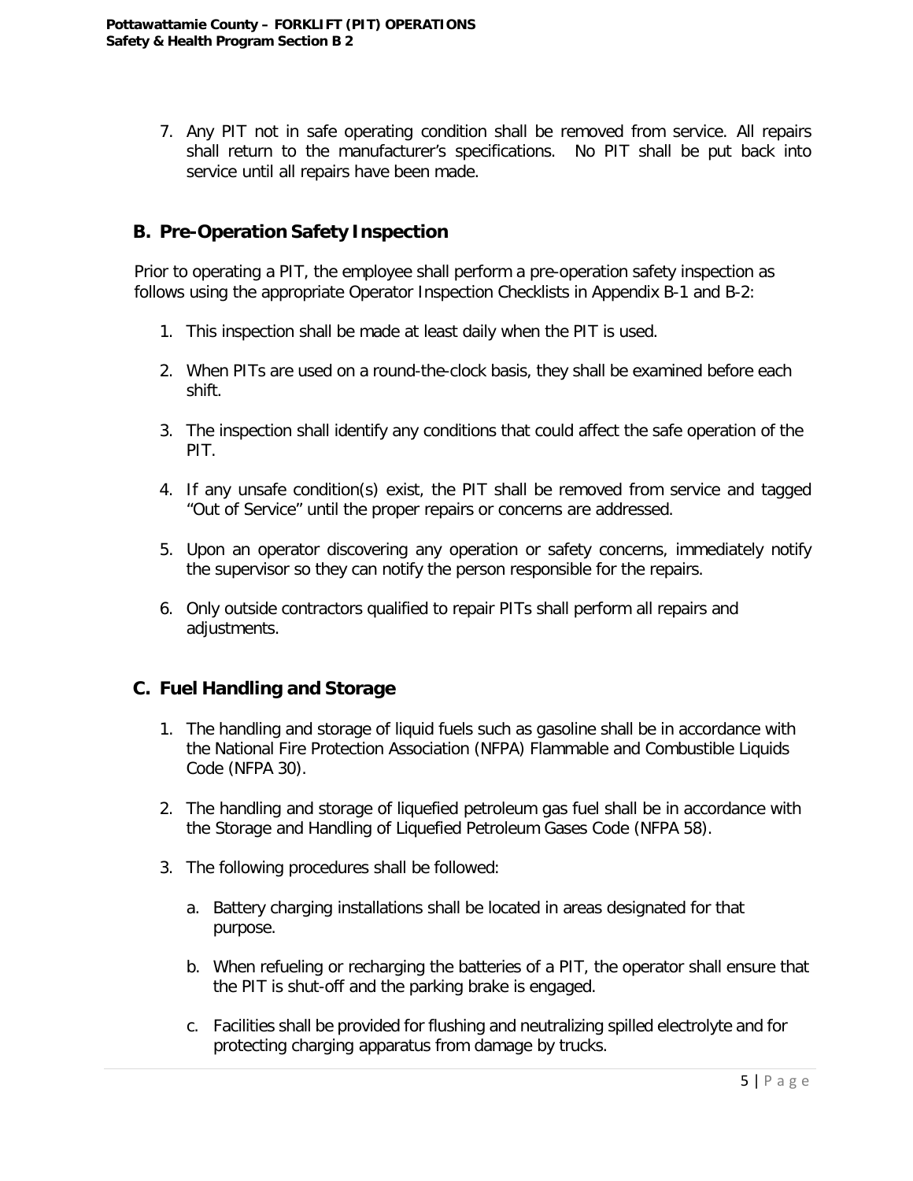7. Any PIT not in safe operating condition shall be removed from service. All repairs shall return to the manufacturer's specifications. No PIT shall be put back into service until all repairs have been made.

## B. Pre-Operation Safety Inspection

Prior to operating a PIT, the employee shall perform a pre-operation safety inspection as follows using the appropriate Operator Inspection Checklists in Appendix B-1 and B-2:

1. This inspection shall be made at least daily when the PIT is used.
2. When PITs are used on a round-the-clock basis, they shall be examined before each shift.
3. The inspection shall identify any conditions that could affect the safe operation of the PIT.
4. If any unsafe condition(s) exist, the PIT shall be removed from service and tagged "Out of Service" until the proper repairs or concerns are addressed.
5. Upon an operator discovering any operation or safety concerns, immediately notify the supervisor so they can notify the person responsible for the repairs.
6. Only outside contractors qualified to repair PITs shall perform all repairs and adjustments.

## C. Fuel Handling and Storage

1. The handling and storage of liquid fuels such as gasoline shall be in accordance with the National Fire Protection Association (NFPA) Flammable and Combustible Liquids Code (NFPA 30).
2. The handling and storage of liquefied petroleum gas fuel shall be in accordance with the Storage and Handling of Liquefied Petroleum Gases Code (NFPA 58).
3. The following procedures shall be followed:
   a. Battery charging installations shall be located in areas designated for that purpose.
   b. When refueling or recharging the batteries of a PIT, the operator shall ensure that the PIT is shut-off and the parking brake is engaged.
   c. Facilities shall be provided for flushing and neutralizing spilled electrolyte and for protecting charging apparatus from damage by trucks.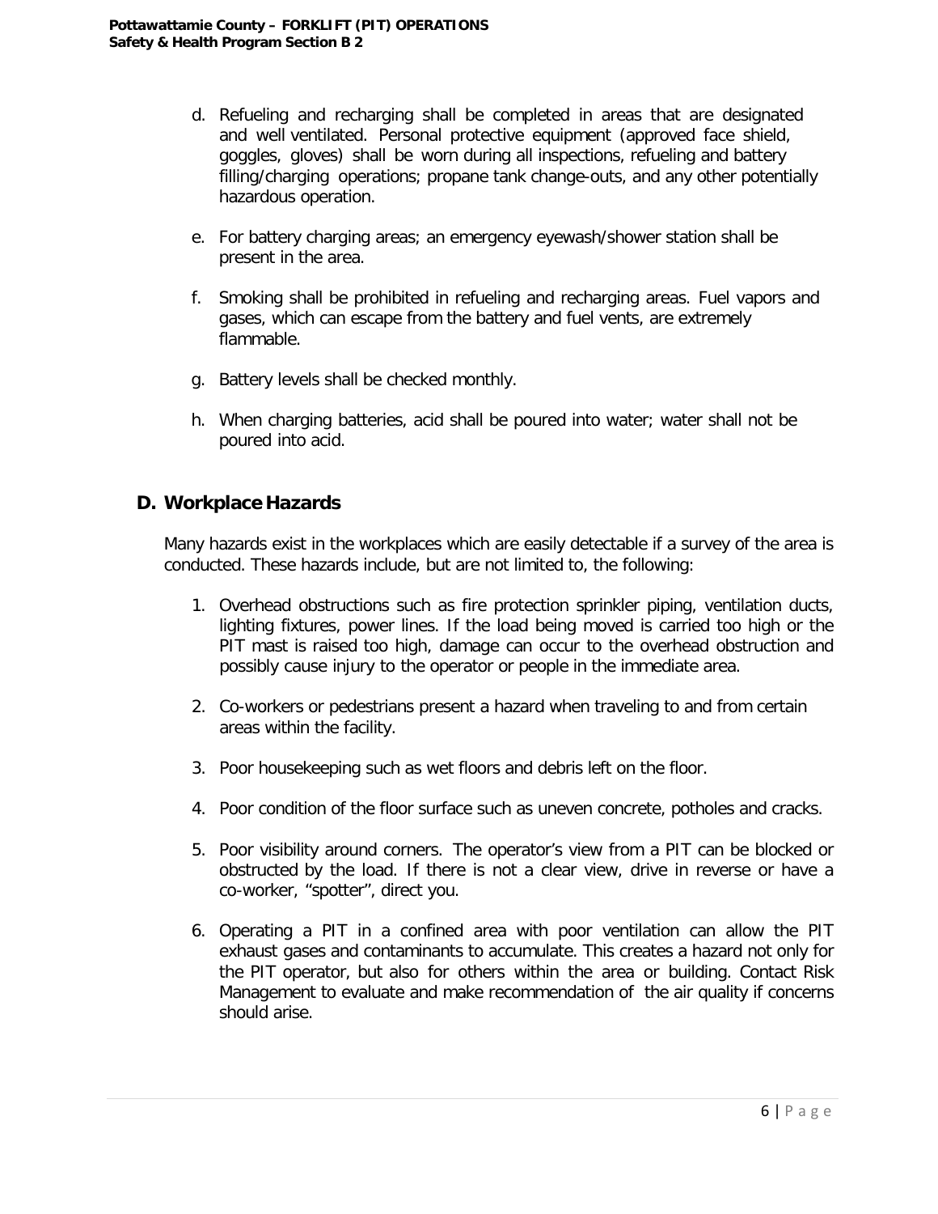d. Refueling and recharging shall be completed in areas that are designated and well ventilated. Personal protective equipment (approved face shield, goggles, gloves) shall be worn during all inspections, refueling and battery filling/charging operations; propane tank change-outs, and any other potentially hazardous operation.

e. For battery charging areas; an emergency eyewash/shower station shall be present in the area.

f. Smoking shall be prohibited in refueling and recharging areas. Fuel vapors and gases, which can escape from the battery and fuel vents, are extremely flammable.

g. Battery levels shall be checked monthly.

h. When charging batteries, acid shall be poured into water; water shall not be poured into acid.

## D. Workplace Hazards

Many hazards exist in the workplaces which are easily detectable if a survey of the area is conducted. These hazards include, but are not limited to, the following:

1. Overhead obstructions such as fire protection sprinkler piping, ventilation ducts, lighting fixtures, power lines. If the load being moved is carried too high or the PIT mast is raised too high, damage can occur to the overhead obstruction and possibly cause injury to the operator or people in the immediate area.

2. Co-workers or pedestrians present a hazard when traveling to and from certain areas within the facility.

3. Poor housekeeping such as wet floors and debris left on the floor.

4. Poor condition of the floor surface such as uneven concrete, potholes and cracks.

5. Poor visibility around corners. The operator's view from a PIT can be blocked or obstructed by the load. If there is not a clear view, drive in reverse or have a co-worker, "spotter", direct you.

6. Operating a PIT in a confined area with poor ventilation can allow the PIT exhaust gases and contaminants to accumulate. This creates a hazard not only for the PIT operator, but also for others within the area or building. Contact Risk Management to evaluate and make recommendation of the air quality if concerns should arise.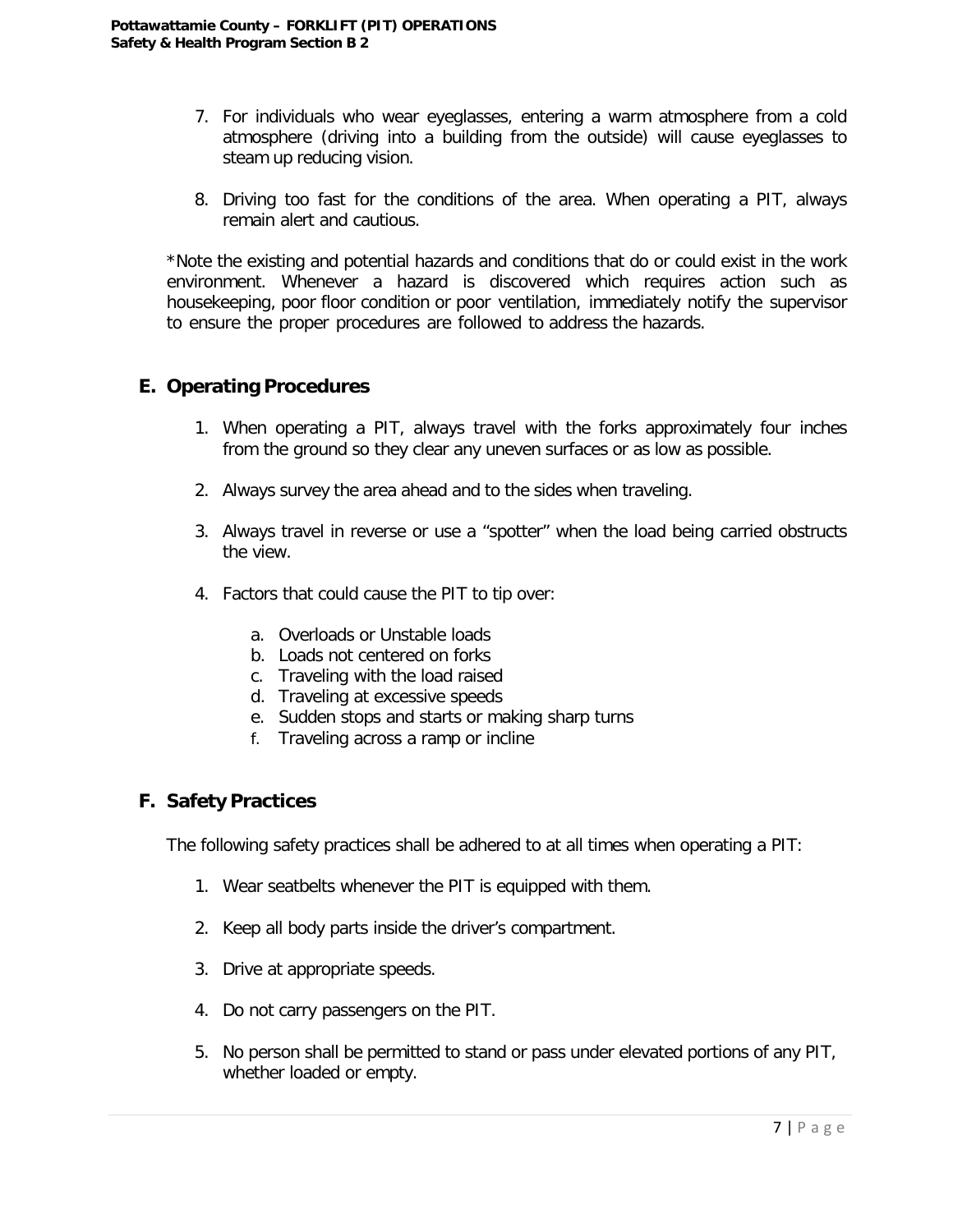7. For individuals who wear eyeglasses, entering a warm atmosphere from a cold atmosphere (driving into a building from the outside) will cause eyeglasses to steam up reducing vision.

8. Driving too fast for the conditions of the area. When operating a PIT, always remain alert and cautious.

*Note the existing and potential hazards and conditions that do or could exist in the work environment. Whenever a hazard is discovered which requires action such as housekeeping, poor floor condition or poor ventilation, immediately notify the supervisor to ensure the proper procedures are followed to address the hazards.

## E. Operating Procedures

1. When operating a PIT, always travel with the forks approximately four inches from the ground so they clear any uneven surfaces or as low as possible.

2. Always survey the area ahead and to the sides when traveling.

3. Always travel in reverse or use a "spotter" when the load being carried obstructs the view.

4. Factors that could cause the PIT to tip over:

    a. Overloads or Unstable loads
    b. Loads not centered on forks
    c. Traveling with the load raised
    d. Traveling at excessive speeds
    e. Sudden stops and starts or making sharp turns
    f. Traveling across a ramp or incline

## F. Safety Practices

The following safety practices shall be adhered to at all times when operating a PIT:

1. Wear seatbelts whenever the PIT is equipped with them.

2. Keep all body parts inside the driver's compartment.

3. Drive at appropriate speeds.

4. Do not carry passengers on the PIT.

5. No person shall be permitted to stand or pass under elevated portions of any PIT, whether loaded or empty.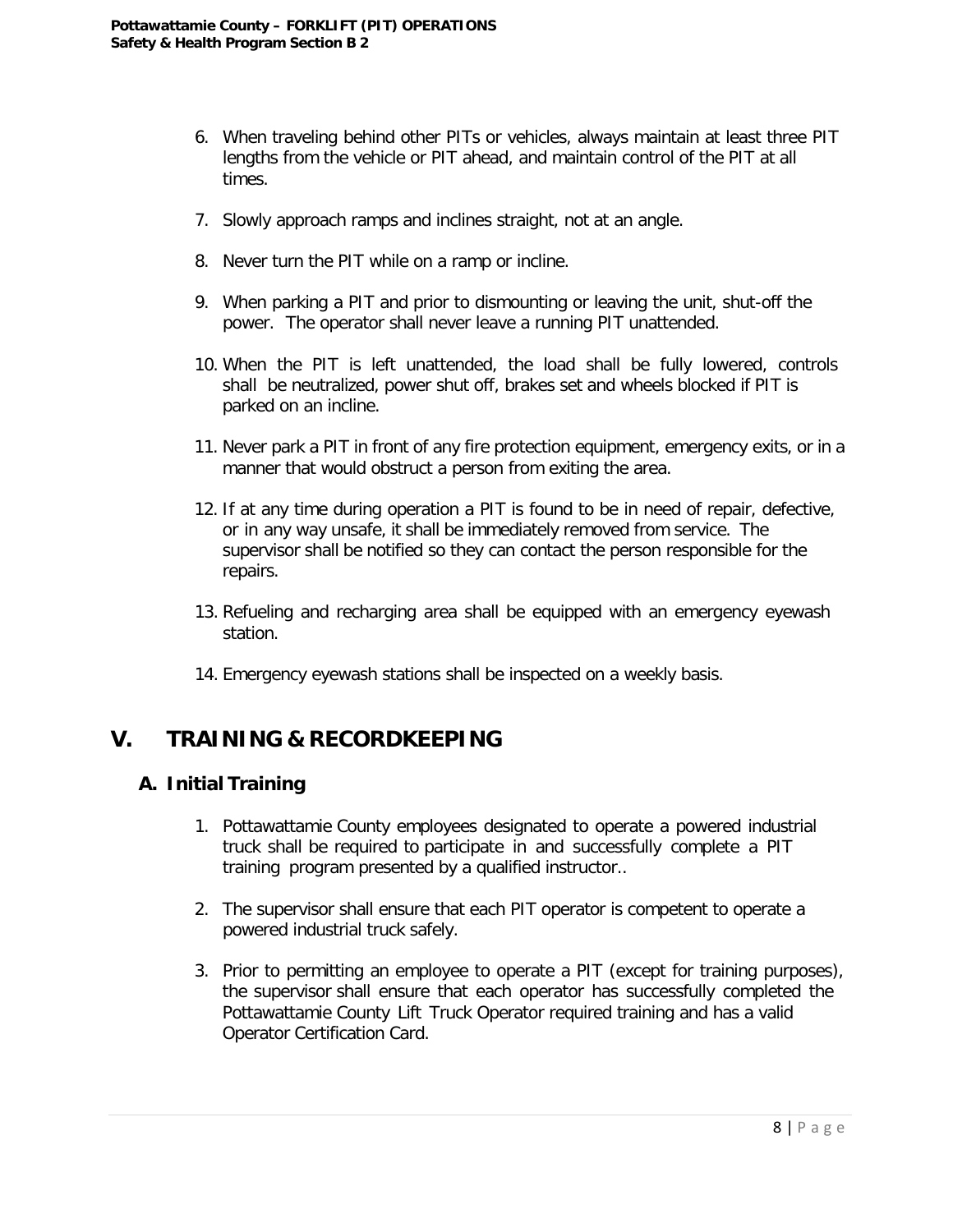6. When traveling behind other PITs or vehicles, always maintain at least three PIT lengths from the vehicle or PIT ahead, and maintain control of the PIT at all times.

7. Slowly approach ramps and inclines straight, not at an angle.

8. Never turn the PIT while on a ramp or incline.

9. When parking a PIT and prior to dismounting or leaving the unit, shut-off the power. The operator shall never leave a running PIT unattended.

10. When the PIT is left unattended, the load shall be fully lowered, controls shall be neutralized, power shut off, brakes set and wheels blocked if PIT is parked on an incline.

11. Never park a PIT in front of any fire protection equipment, emergency exits, or in a manner that would obstruct a person from exiting the area.

12. If at any time during operation a PIT is found to be in need of repair, defective, or in any way unsafe, it shall be immediately removed from service. The supervisor shall be notified so they can contact the person responsible for the repairs.

13. Refueling and recharging area shall be equipped with an emergency eyewash station.

14. Emergency eyewash stations shall be inspected on a weekly basis.

# V. TRAINING & RECORDKEEPING

## A. Initial Training

1. Pottawattamie County employees designated to operate a powered industrial truck shall be required to participate in and successfully complete a PIT training program presented by a qualified instructor..

2. The supervisor shall ensure that each PIT operator is competent to operate a powered industrial truck safely.

3. Prior to permitting an employee to operate a PIT (except for training purposes), the supervisor shall ensure that each operator has successfully completed the Pottawattamie County Lift Truck Operator required training and has a valid Operator Certification Card.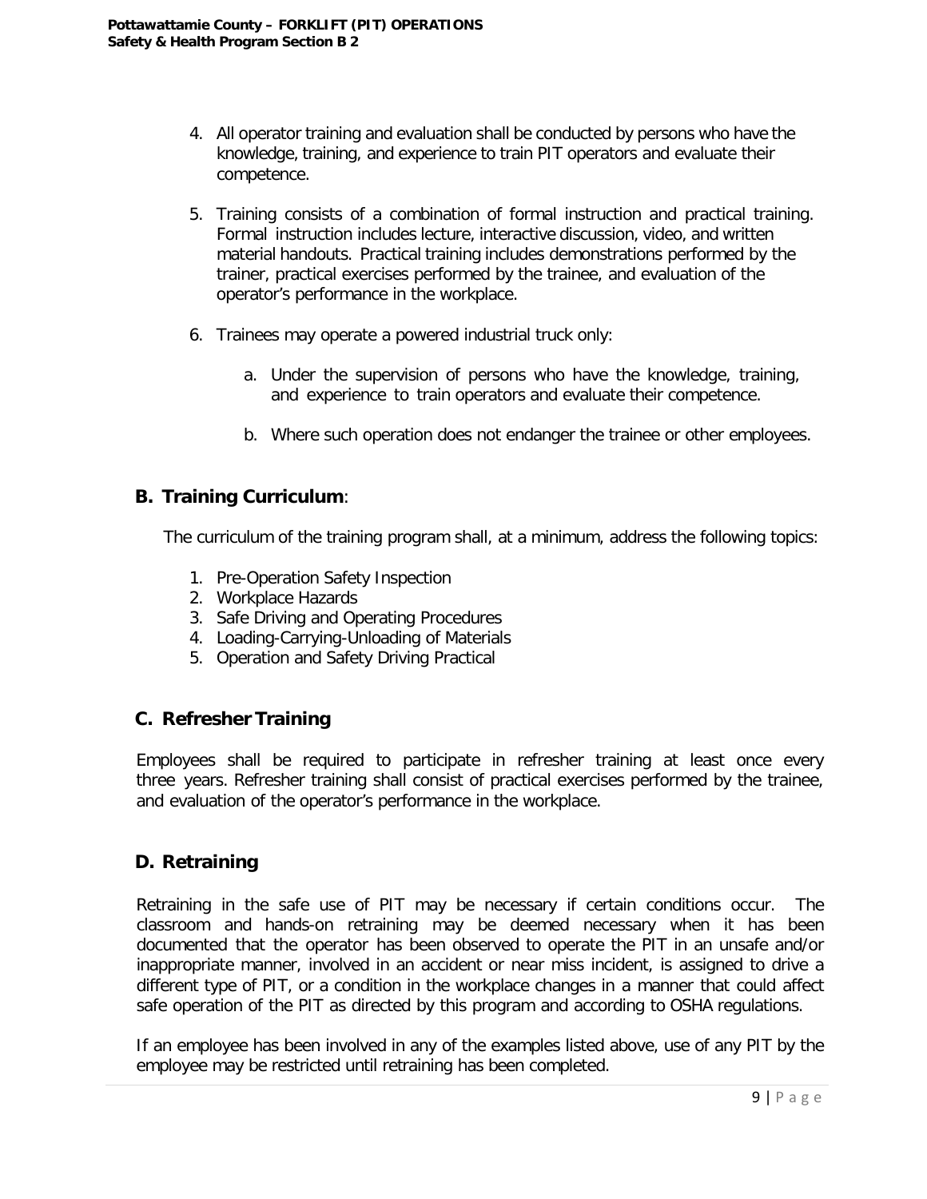4. All operator training and evaluation shall be conducted by persons who have the knowledge, training, and experience to train PIT operators and evaluate their competence.

5. Training consists of a combination of formal instruction and practical training. Formal instruction includes lecture, interactive discussion, video, and written material handouts. Practical training includes demonstrations performed by the trainer, practical exercises performed by the trainee, and evaluation of the operator's performance in the workplace.

6. Trainees may operate a powered industrial truck only:

   a. Under the supervision of persons who have the knowledge, training, and experience to train operators and evaluate their competence.

   b. Where such operation does not endanger the trainee or other employees.

## B. Training Curriculum:

The curriculum of the training program shall, at a minimum, address the following topics:

1. Pre-Operation Safety Inspection
2. Workplace Hazards
3. Safe Driving and Operating Procedures
4. Loading-Carrying-Unloading of Materials
5. Operation and Safety Driving Practical

## C. Refresher Training

Employees shall be required to participate in refresher training at least once every three years. Refresher training shall consist of practical exercises performed by the trainee, and evaluation of the operator's performance in the workplace.

## D. Retraining

Retraining in the safe use of PIT may be necessary if certain conditions occur. The classroom and hands-on retraining may be deemed necessary when it has been documented that the operator has been observed to operate the PIT in an unsafe and/or inappropriate manner, involved in an accident or near miss incident, is assigned to drive a different type of PIT, or a condition in the workplace changes in a manner that could affect safe operation of the PIT as directed by this program and according to OSHA regulations.

If an employee has been involved in any of the examples listed above, use of any PIT by the employee may be restricted until retraining has been completed.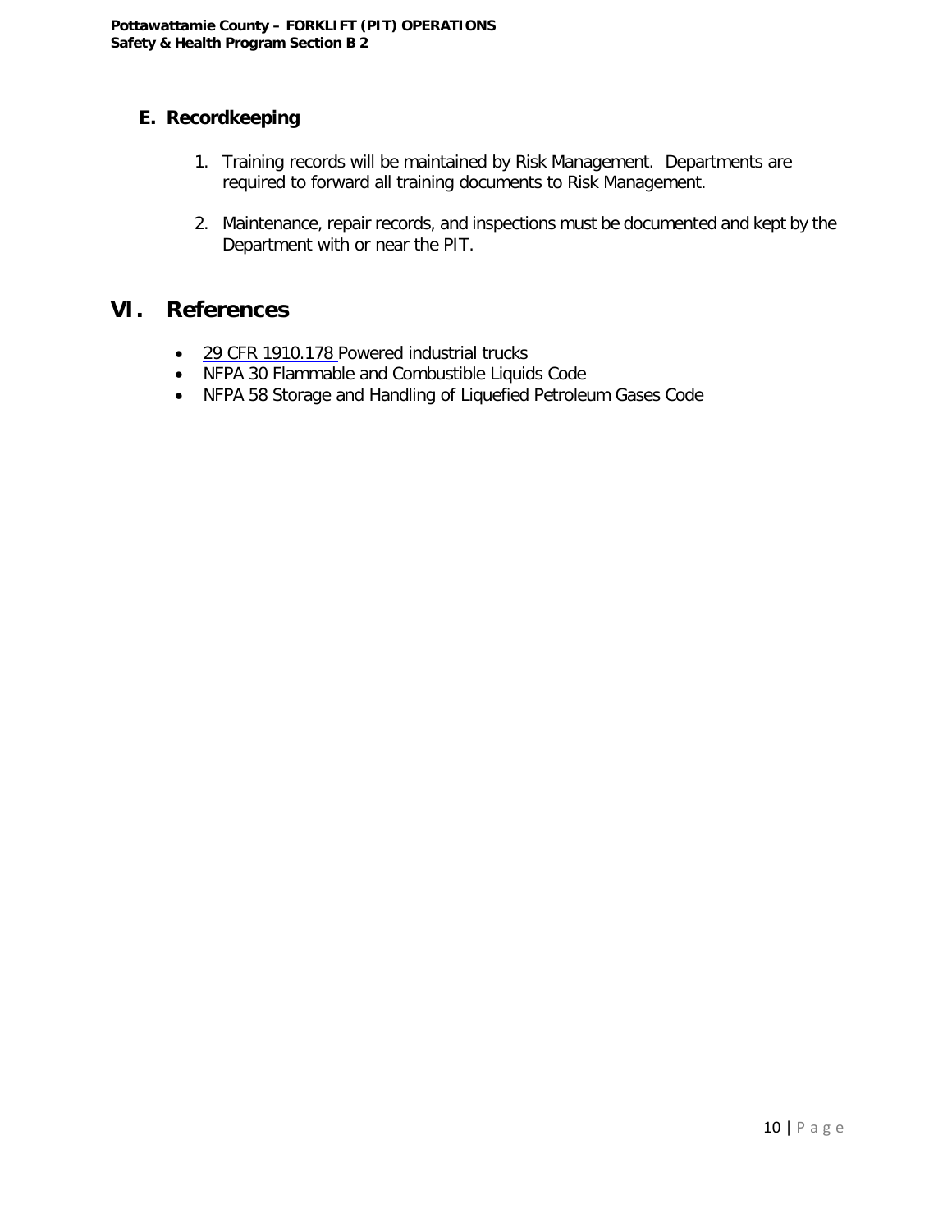### E. Recordkeeping

1. Training records will be maintained by Risk Management. Departments are required to forward all training documents to Risk Management.

2. Maintenance, repair records, and inspections must be documented and kept by the Department with or near the PIT.

## VI. References

- 29 CFR 1910.178 Powered industrial trucks
- NFPA 30 Flammable and Combustible Liquids Code
- NFPA 58 Storage and Handling of Liquefied Petroleum Gases Code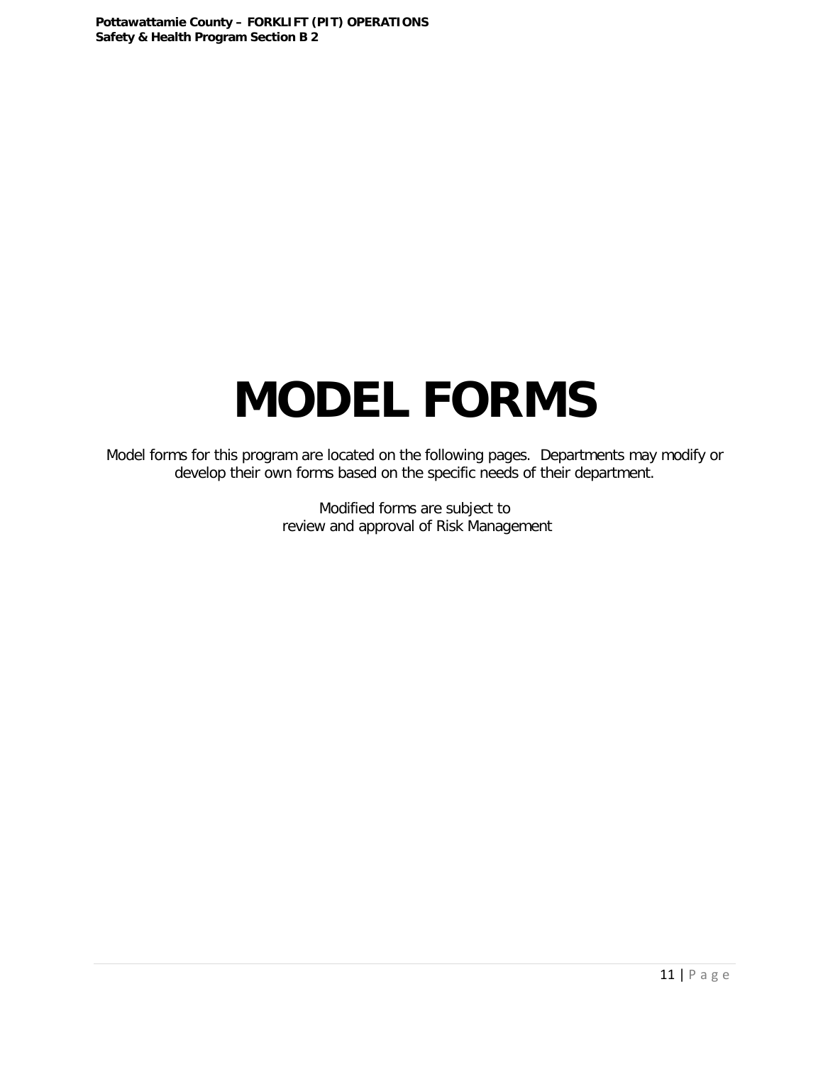# MODEL FORMS

Model forms for this program are located on the following pages. Departments may modify or develop their own forms based on the specific needs of their department.

Modified forms are subject to review and approval of Risk Management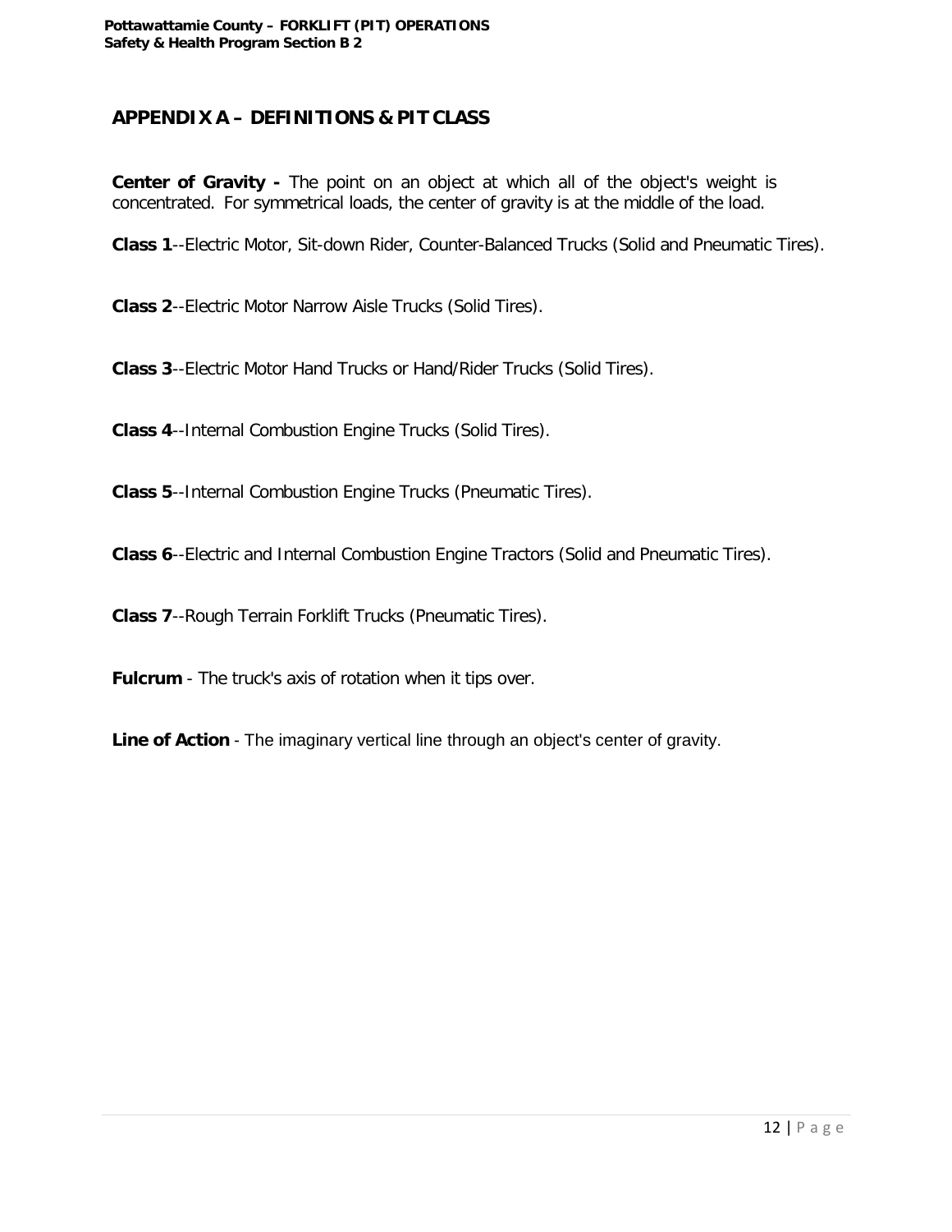## APPENDIX A – DEFINITIONS & PIT CLASS

**Center of Gravity -** The point on an object at which all of the object's weight is concentrated. For symmetrical loads, the center of gravity is at the middle of the load.

**Class 1**--Electric Motor, Sit-down Rider, Counter-Balanced Trucks (Solid and Pneumatic Tires).

**Class 2**--Electric Motor Narrow Aisle Trucks (Solid Tires).

**Class 3**--Electric Motor Hand Trucks or Hand/Rider Trucks (Solid Tires).

**Class 4**--Internal Combustion Engine Trucks (Solid Tires).

**Class 5**--Internal Combustion Engine Trucks (Pneumatic Tires).

**Class 6**--Electric and Internal Combustion Engine Tractors (Solid and Pneumatic Tires).

**Class 7**--Rough Terrain Forklift Trucks (Pneumatic Tires).

**Fulcrum** - The truck's axis of rotation when it tips over.

**Line of Action** - The imaginary vertical line through an object's center of gravity.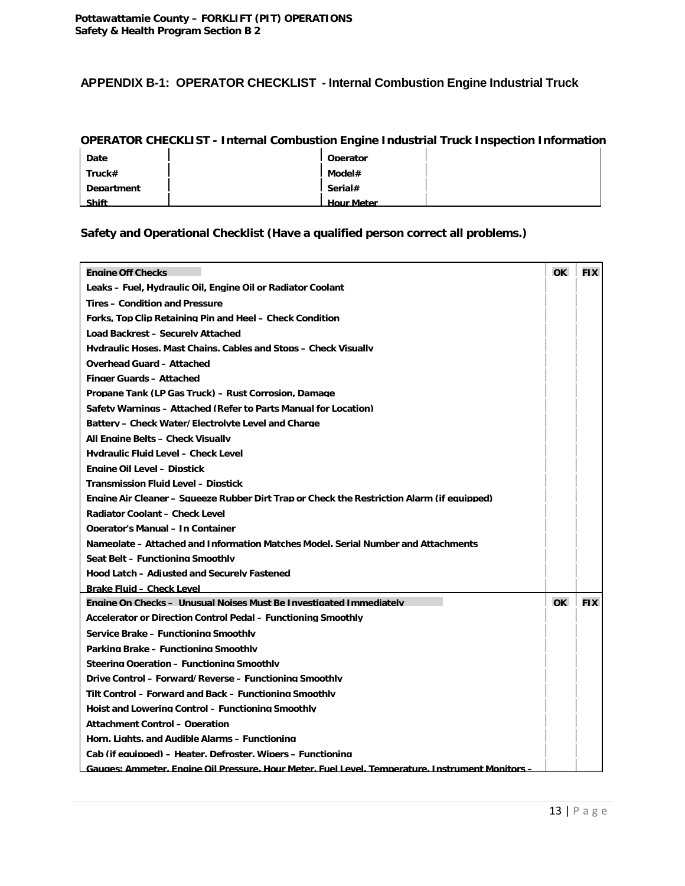## APPENDIX B-1: OPERATOR CHECKLIST - Internal Combustion Engine Industrial Truck

### OPERATOR CHECKLIST - Internal Combustion Engine Industrial Truck Inspection Information

| | | | |
|---|---|---|---|
| Date | | Operator | |
| Truck# | | Model# | |
| Department | | Serial# | |
| Shift | | Hour Meter | |

### Safety and Operational Checklist (Have a qualified person correct all problems.)

| Engine Off Checks | OK | FIX |
|---|---|---|
| Leaks – Fuel, Hydraulic Oil, Engine Oil or Radiator Coolant | | |
| Tires – Condition and Pressure | | |
| Forks, Top Clip Retaining Pin and Heel – Check Condition | | |
| Load Backrest – Securely Attached | | |
| Hydraulic Hoses, Mast Chains, Cables and Stops – Check Visually | | |
| Overhead Guard – Attached | | |
| Finger Guards – Attached | | |
| Propane Tank (LP Gas Truck) – Rust Corrosion, Damage | | |
| Safety Warnings – Attached (Refer to Parts Manual for Location) | | |
| Battery – Check Water/Electrolyte Level and Charge | | |
| All Engine Belts – Check Visually | | |
| Hydraulic Fluid Level – Check Level | | |
| Engine Oil Level – Dipstick | | |
| Transmission Fluid Level – Dipstick | | |
| Engine Air Cleaner – Squeeze Rubber Dirt Trap or Check the Restriction Alarm (if equipped) | | |
| Radiator Coolant – Check Level | | |
| Operator's Manual – In Container | | |
| Nameplate – Attached and Information Matches Model, Serial Number and Attachments | | |
| Seat Belt – Functioning Smoothly | | |
| Hood Latch – Adjusted and Securely Fastened | | |
| Brake Fluid – Check Level | | |
| **Engine On Checks – Unusual Noises Must Be Investigated Immediately** | **OK** | **FIX** |
| Accelerator or Direction Control Pedal – Functioning Smoothly | | |
| Service Brake – Functioning Smoothly | | |
| Parking Brake – Functioning Smoothly | | |
| Steering Operation – Functioning Smoothly | | |
| Drive Control – Forward/Reverse – Functioning Smoothly | | |
| Tilt Control – Forward and Back – Functioning Smoothly | | |
| Hoist and Lowering Control – Functioning Smoothly | | |
| Attachment Control – Operation | | |
| Horn, Lights, and Audible Alarms – Functioning | | |
| Cab (if equipped) – Heater, Defroster, Wipers – Functioning | | |
| Gauges: Ammeter, Engine Oil Pressure, Hour Meter, Fuel Level, Temperature, Instrument Monitors – | | |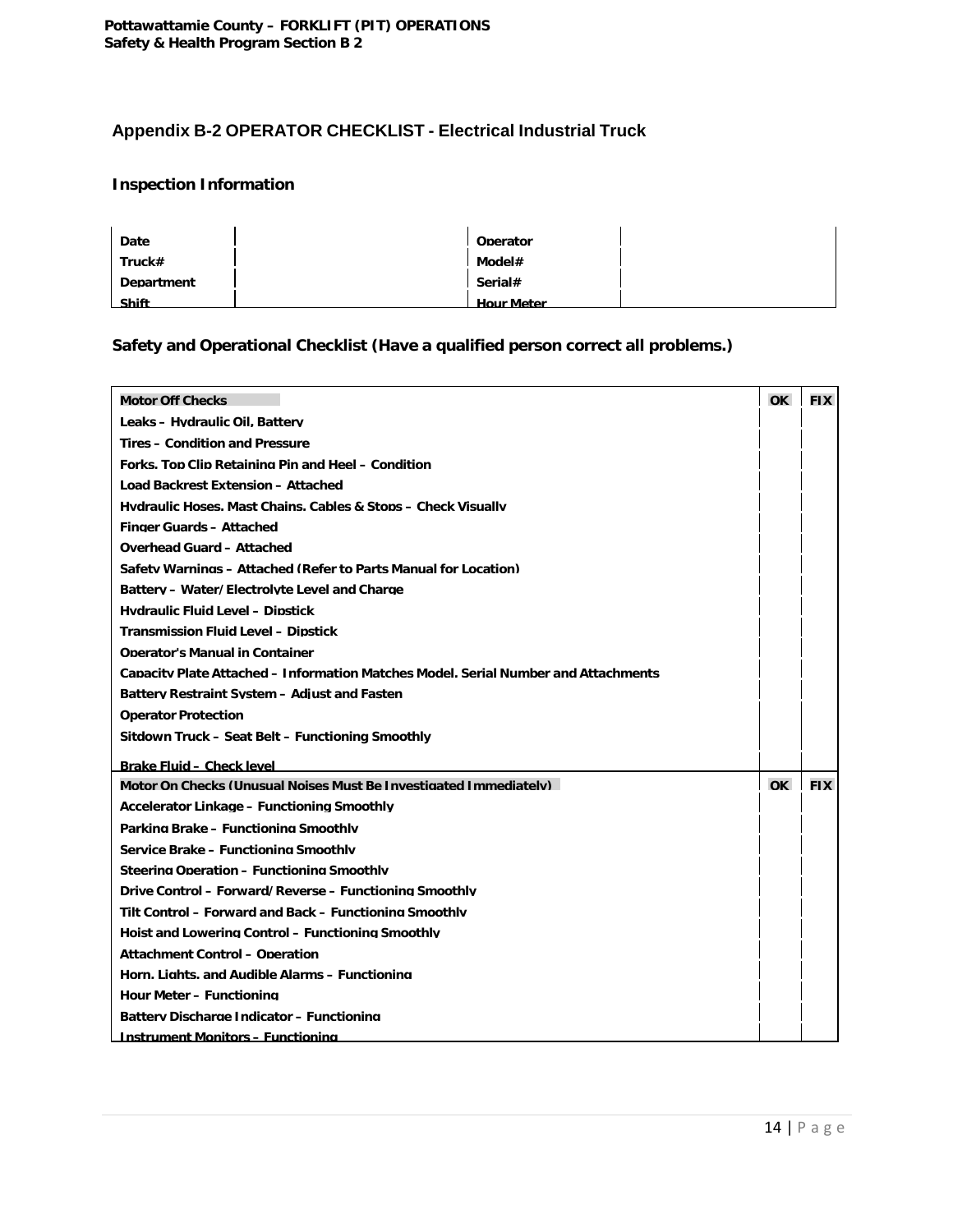## Appendix B-2 OPERATOR CHECKLIST - Electrical Industrial Truck

### Inspection Information

| | | | |
|---|---|---|---|
| **Date** | | **Operator** | |
| **Truck#** | | **Model#** | |
| **Department** | | **Serial#** | |
| **Shift** | | **Hour Meter** | |

### Safety and Operational Checklist (Have a qualified person correct all problems.)

| **Motor Off Checks** | **OK** | **FIX** |
|---|---|---|
| **Leaks – Hydraulic Oil, Battery** | | |
| **Tires – Condition and Pressure** | | |
| **Forks, Top Clip Retaining Pin and Heel – Condition** | | |
| **Load Backrest Extension – Attached** | | |
| **Hydraulic Hoses, Mast Chains, Cables & Stops – Check Visually** | | |
| **Finger Guards – Attached** | | |
| **Overhead Guard – Attached** | | |
| **Safety Warnings – Attached (Refer to Parts Manual for Location)** | | |
| **Battery – Water/Electrolyte Level and Charge** | | |
| **Hydraulic Fluid Level – Dipstick** | | |
| **Transmission Fluid Level – Dipstick** | | |
| **Operator's Manual in Container** | | |
| **Capacity Plate Attached – Information Matches Model, Serial Number and Attachments** | | |
| **Battery Restraint System – Adjust and Fasten** | | |
| **Operator Protection** | | |
| **Sitdown Truck – Seat Belt – Functioning Smoothly** | | |
| **Brake Fluid – Check level** | | |
| **Motor On Checks (Unusual Noises Must Be Investigated Immediately)** | **OK** | **FIX** |
| **Accelerator Linkage – Functioning Smoothly** | | |
| **Parking Brake – Functioning Smoothly** | | |
| **Service Brake – Functioning Smoothly** | | |
| **Steering Operation – Functioning Smoothly** | | |
| **Drive Control – Forward/Reverse – Functioning Smoothly** | | |
| **Tilt Control – Forward and Back – Functioning Smoothly** | | |
| **Hoist and Lowering Control – Functioning Smoothly** | | |
| **Attachment Control – Operation** | | |
| **Horn, Lights, and Audible Alarms – Functioning** | | |
| **Hour Meter – Functioning** | | |
| **Battery Discharge Indicator – Functioning** | | |
| **Instrument Monitors – Functioning** | | |